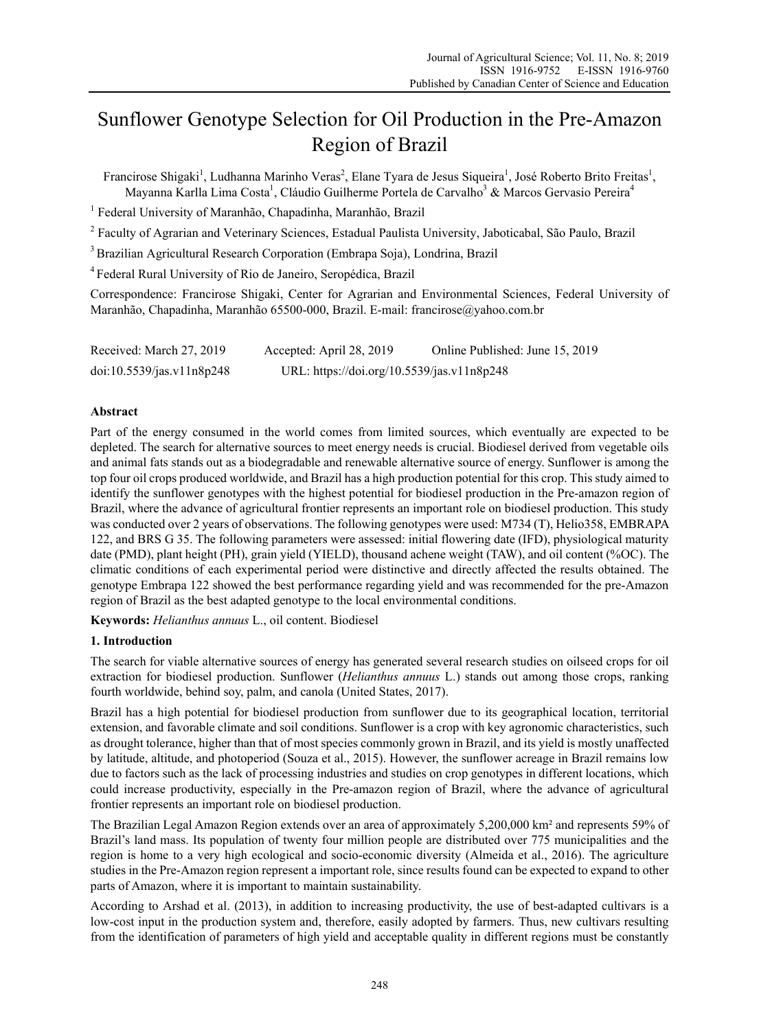# Sunflower Genotype Selection for Oil Production in the Pre-Amazon Region of Brazil

Francirose Shigaki[1], Ludhanna Marinho Veras[2], Elane Tyara de Jesus Siqueira[1], José Roberto Brito Freitas[1], Mayanna Karlla Lima Costa[1], Cláudio Guilherme Portela de Carvalho[3] & Marcos Gervasio Pereira[4]

[1] Federal University of Maranhão, Chapadinha, Maranhão, Brazil

[2] Faculty of Agrarian and Veterinary Sciences, Estadual Paulista University, Jaboticabal, São Paulo, Brazil

[3] Brazilian Agricultural Research Corporation (Embrapa Soja), Londrina, Brazil

[4] Federal Rural University of Rio de Janeiro, Seropédica, Brazil

Correspondence: Francirose Shigaki, Center for Agrarian and Environmental Sciences, Federal University of Maranhão, Chapadinha, Maranhão 65500-000, Brazil. E-mail: francirose@yahoo.com.br

Received: March 27, 2019 Accepted: April 28, 2019 Online Published: June 15, 2019

doi:10.5539/jas.v11n8p248 URL: https://doi.org/10.5539/jas.v11n8p248

## Abstract

Part of the energy consumed in the world comes from limited sources, which eventually are expected to be depleted. The search for alternative sources to meet energy needs is crucial. Biodiesel derived from vegetable oils and animal fats stands out as a biodegradable and renewable alternative source of energy. Sunflower is among the top four oil crops produced worldwide, and Brazil has a high production potential for this crop. This study aimed to identify the sunflower genotypes with the highest potential for biodiesel production in the Pre-amazon region of Brazil, where the advance of agricultural frontier represents an important role on biodiesel production. This study was conducted over 2 years of observations. The following genotypes were used: M734 (T), Helio358, EMBRAPA 122, and BRS G 35. The following parameters were assessed: initial flowering date (IFD), physiological maturity date (PMD), plant height (PH), grain yield (YIELD), thousand achene weight (TAW), and oil content (%OC). The climatic conditions of each experimental period were distinctive and directly affected the results obtained. The genotype Embrapa 122 showed the best performance regarding yield and was recommended for the pre-Amazon region of Brazil as the best adapted genotype to the local environmental conditions.

**Keywords:** *Helianthus annuus* L., oil content. Biodiesel

## 1. Introduction

The search for viable alternative sources of energy has generated several research studies on oilseed crops for oil extraction for biodiesel production. Sunflower (*Helianthus annuus* L.) stands out among those crops, ranking fourth worldwide, behind soy, palm, and canola (United States, 2017).

Brazil has a high potential for biodiesel production from sunflower due to its geographical location, territorial extension, and favorable climate and soil conditions. Sunflower is a crop with key agronomic characteristics, such as drought tolerance, higher than that of most species commonly grown in Brazil, and its yield is mostly unaffected by latitude, altitude, and photoperiod (Souza et al., 2015). However, the sunflower acreage in Brazil remains low due to factors such as the lack of processing industries and studies on crop genotypes in different locations, which could increase productivity, especially in the Pre-amazon region of Brazil, where the advance of agricultural frontier represents an important role on biodiesel production.

The Brazilian Legal Amazon Region extends over an area of approximately 5,200,000 km² and represents 59% of Brazil's land mass. Its population of twenty four million people are distributed over 775 municipalities and the region is home to a very high ecological and socio-economic diversity (Almeida et al., 2016). The agriculture studies in the Pre-Amazon region represent a important role, since results found can be expected to expand to other parts of Amazon, where it is important to maintain sustainability.

According to Arshad et al. (2013), in addition to increasing productivity, the use of best-adapted cultivars is a low-cost input in the production system and, therefore, easily adopted by farmers. Thus, new cultivars resulting from the identification of parameters of high yield and acceptable quality in different regions must be constantly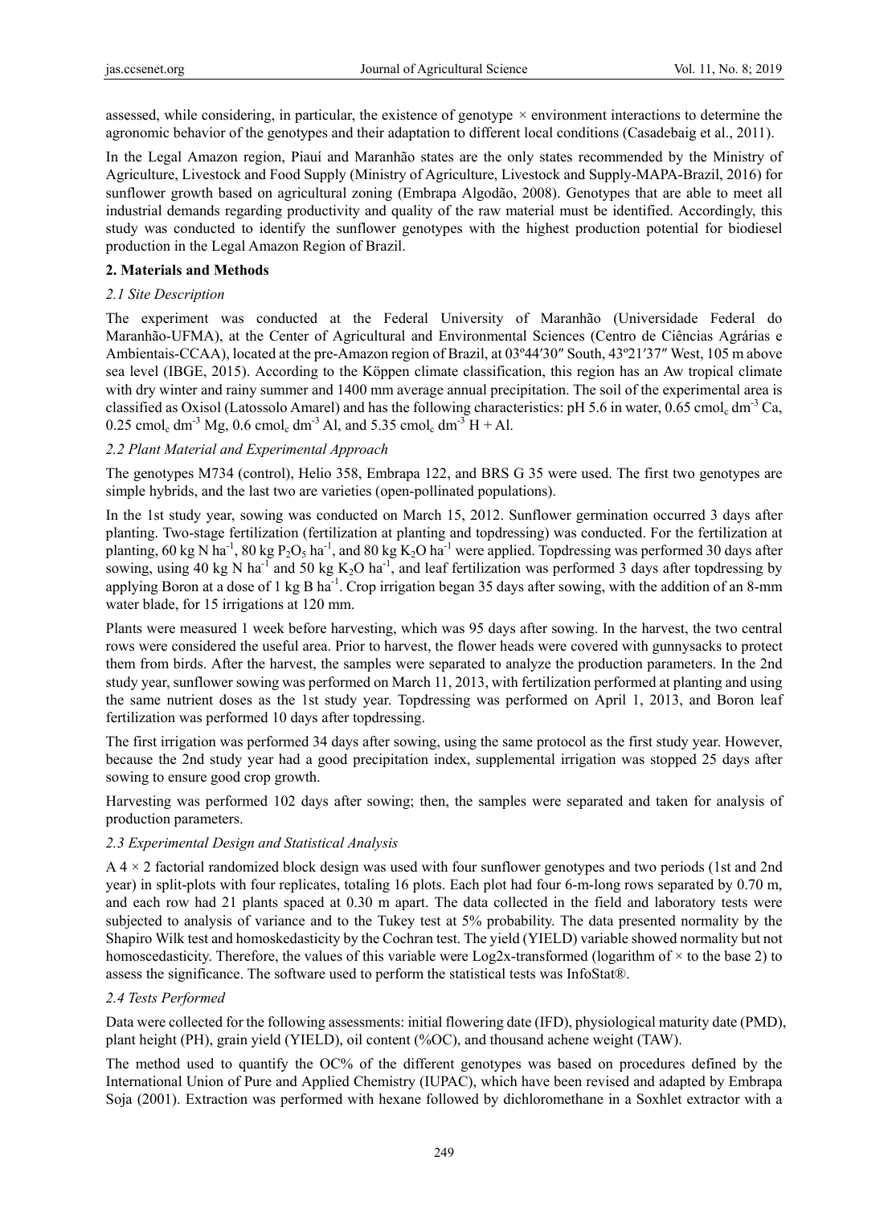assessed, while considering, in particular, the existence of genotype × environment interactions to determine the agronomic behavior of the genotypes and their adaptation to different local conditions (Casadebaig et al., 2011).

In the Legal Amazon region, Piauí and Maranhão states are the only states recommended by the Ministry of Agriculture, Livestock and Food Supply (Ministry of Agriculture, Livestock and Supply-MAPA-Brazil, 2016) for sunflower growth based on agricultural zoning (Embrapa Algodão, 2008). Genotypes that are able to meet all industrial demands regarding productivity and quality of the raw material must be identified. Accordingly, this study was conducted to identify the sunflower genotypes with the highest production potential for biodiesel production in the Legal Amazon Region of Brazil.

## 2. Materials and Methods

### *2.1 Site Description*

The experiment was conducted at the Federal University of Maranhão (Universidade Federal do Maranhão-UFMA), at the Center of Agricultural and Environmental Sciences (Centro de Ciências Agrárias e Ambientais-CCAA), located at the pre-Amazon region of Brazil, at 03º44′30″ South, 43º21′37″ West, 105 m above sea level (IBGE, 2015). According to the Köppen climate classification, this region has an Aw tropical climate with dry winter and rainy summer and 1400 mm average annual precipitation. The soil of the experimental area is classified as Oxisol (Latossolo Amarel) and has the following characteristics: pH 5.6 in water, 0.65 $cmol_c\ dm^{-3}$ Ca, 0.25 $cmol_c\ dm^{-3}$ Mg, 0.6 $cmol_c\ dm^{-3}$ Al, and 5.35 $cmol_c\ dm^{-3}$ H + Al.

### *2.2 Plant Material and Experimental Approach*

The genotypes M734 (control), Helio 358, Embrapa 122, and BRS G 35 were used. The first two genotypes are simple hybrids, and the last two are varieties (open-pollinated populations).

In the 1st study year, sowing was conducted on March 15, 2012. Sunflower germination occurred 3 days after planting. Two-stage fertilization (fertilization at planting and topdressing) was conducted. For the fertilization at planting, 60 kg N $ha^{-1}$, 80 kg $P_2O_5$ $ha^{-1}$, and 80 kg $K_2O$ $ha^{-1}$ were applied. Topdressing was performed 30 days after sowing, using 40 kg N $ha^{-1}$ and 50 kg $K_2O$ $ha^{-1}$, and leaf fertilization was performed 3 days after topdressing by applying Boron at a dose of 1 kg B $ha^{-1}$. Crop irrigation began 35 days after sowing, with the addition of an 8-mm water blade, for 15 irrigations at 120 mm.

Plants were measured 1 week before harvesting, which was 95 days after sowing. In the harvest, the two central rows were considered the useful area. Prior to harvest, the flower heads were covered with gunnysacks to protect them from birds. After the harvest, the samples were separated to analyze the production parameters. In the 2nd study year, sunflower sowing was performed on March 11, 2013, with fertilization performed at planting and using the same nutrient doses as the 1st study year. Topdressing was performed on April 1, 2013, and Boron leaf fertilization was performed 10 days after topdressing.

The first irrigation was performed 34 days after sowing, using the same protocol as the first study year. However, because the 2nd study year had a good precipitation index, supplemental irrigation was stopped 25 days after sowing to ensure good crop growth.

Harvesting was performed 102 days after sowing; then, the samples were separated and taken for analysis of production parameters.

### *2.3 Experimental Design and Statistical Analysis*

A 4 × 2 factorial randomized block design was used with four sunflower genotypes and two periods (1st and 2nd year) in split-plots with four replicates, totaling 16 plots. Each plot had four 6-m-long rows separated by 0.70 m, and each row had 21 plants spaced at 0.30 m apart. The data collected in the field and laboratory tests were subjected to analysis of variance and to the Tukey test at 5% probability. The data presented normality by the Shapiro Wilk test and homoskedasticity by the Cochran test. The yield (YIELD) variable showed normality but not homoscedasticity. Therefore, the values of this variable were Log2x-transformed (logarithm of × to the base 2) to assess the significance. The software used to perform the statistical tests was InfoStat®.

### *2.4 Tests Performed*

Data were collected for the following assessments: initial flowering date (IFD), physiological maturity date (PMD), plant height (PH), grain yield (YIELD), oil content (%OC), and thousand achene weight (TAW).

The method used to quantify the OC% of the different genotypes was based on procedures defined by the International Union of Pure and Applied Chemistry (IUPAC), which have been revised and adapted by Embrapa Soja (2001). Extraction was performed with hexane followed by dichloromethane in a Soxhlet extractor with a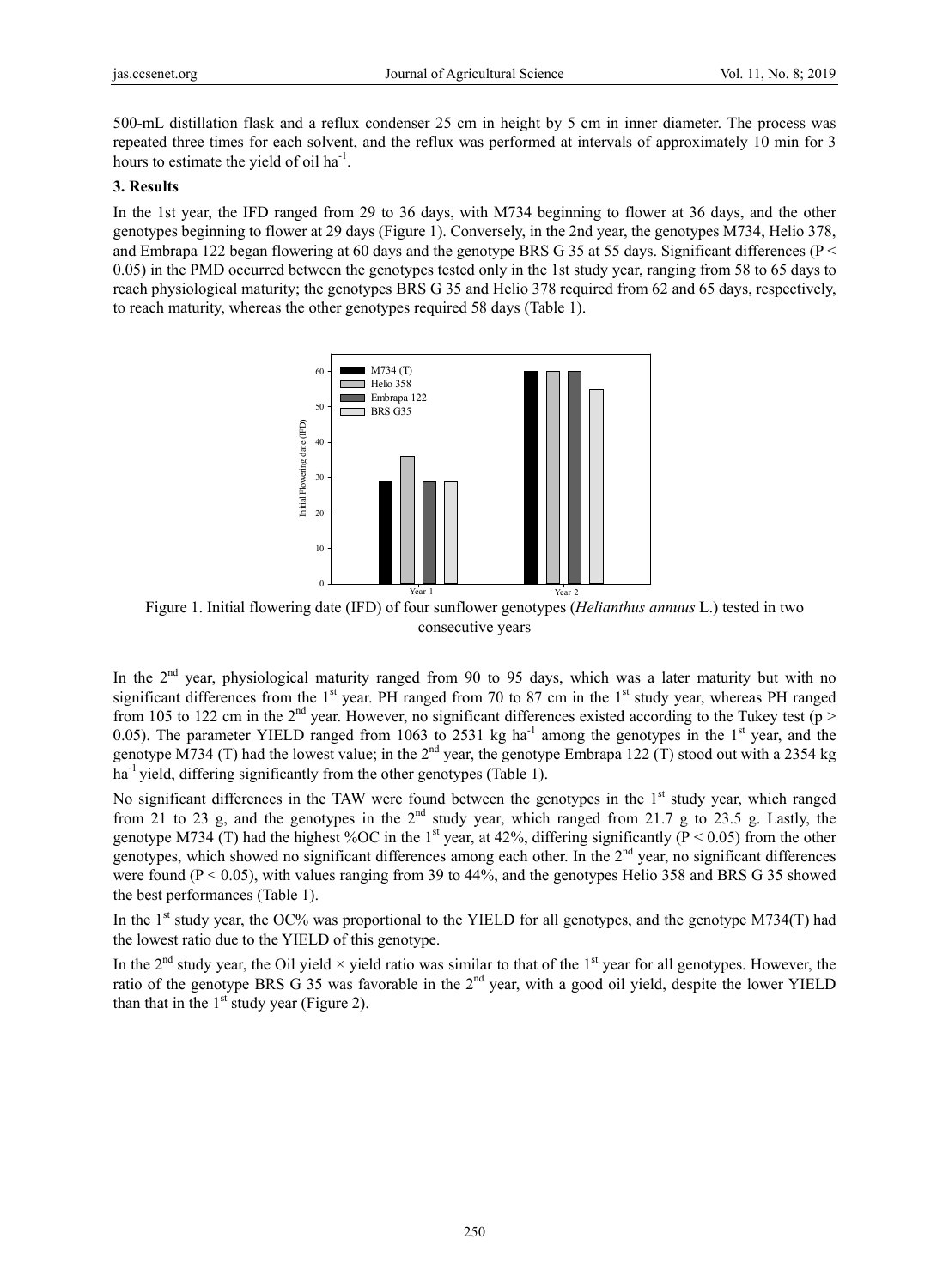500-mL distillation flask and a reflux condenser 25 cm in height by 5 cm in inner diameter. The process was repeated three times for each solvent, and the reflux was performed at intervals of approximately 10 min for 3 hours to estimate the yield of oil $ha^{-1}$.

## 3. Results

In the 1st year, the IFD ranged from 29 to 36 days, with M734 beginning to flower at 36 days, and the other genotypes beginning to flower at 29 days (Figure 1). Conversely, in the 2nd year, the genotypes M734, Helio 378, and Embrapa 122 began flowering at 60 days and the genotype BRS G 35 at 55 days. Significant differences ($P < 0.05$) in the PMD occurred between the genotypes tested only in the 1st study year, ranging from 58 to 65 days to reach physiological maturity; the genotypes BRS G 35 and Helio 378 required from 62 and 65 days, respectively, to reach maturity, whereas the other genotypes required 58 days (Table 1).

Figure 1. Initial flowering date (IFD) of four sunflower genotypes (*Helianthus annuus* L.) tested in two consecutive years

In the 2nd year, physiological maturity ranged from 90 to 95 days, which was a later maturity but with no significant differences from the 1st year. PH ranged from 70 to 87 cm in the 1st study year, whereas PH ranged from 105 to 122 cm in the 2nd year. However, no significant differences existed according to the Tukey test ($p > 0.05$). The parameter YIELD ranged from 1063 to 2531 kg $ha^{-1}$ among the genotypes in the 1st year, and the genotype M734 (T) had the lowest value; in the 2nd year, the genotype Embrapa 122 (T) stood out with a 2354 kg $ha^{-1}$ yield, differing significantly from the other genotypes (Table 1).

No significant differences in the TAW were found between the genotypes in the 1st study year, which ranged from 21 to 23 g, and the genotypes in the 2nd study year, which ranged from 21.7 g to 23.5 g. Lastly, the genotype M734 (T) had the highest %OC in the 1st year, at 42%, differing significantly ($P < 0.05$) from the other genotypes, which showed no significant differences among each other. In the 2nd year, no significant differences were found ($P < 0.05$), with values ranging from 39 to 44%, and the genotypes Helio 358 and BRS G 35 showed the best performances (Table 1).

In the 1st study year, the OC% was proportional to the YIELD for all genotypes, and the genotype M734(T) had the lowest ratio due to the YIELD of this genotype.

In the 2nd study year, the Oil yield × yield ratio was similar to that of the 1st year for all genotypes. However, the ratio of the genotype BRS G 35 was favorable in the 2nd year, with a good oil yield, despite the lower YIELD than that in the 1st study year (Figure 2).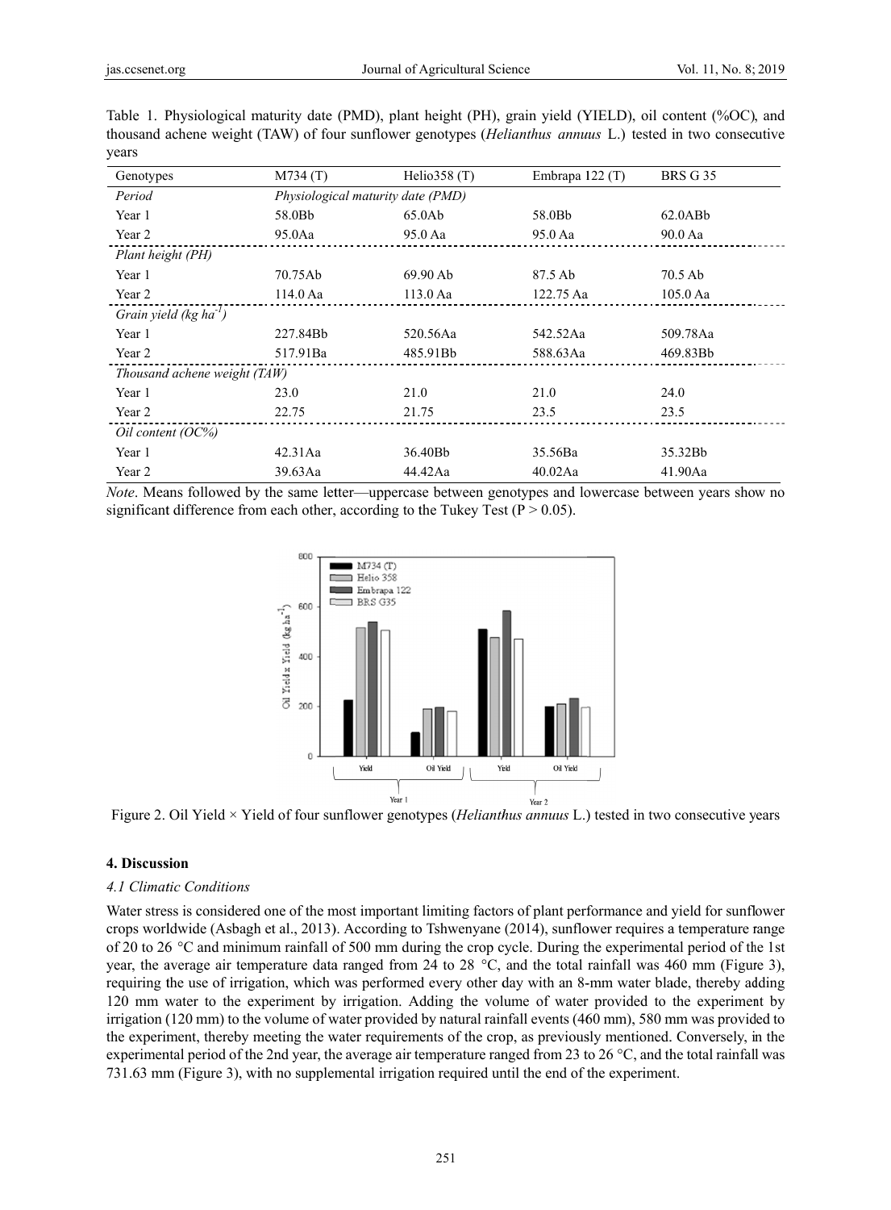Table 1. Physiological maturity date (PMD), plant height (PH), grain yield (YIELD), oil content (%OC), and thousand achene weight (TAW) of four sunflower genotypes (*Helianthus annuus* L.) tested in two consecutive years

| Genotypes | M734 (T) | Helio358 (T) | Embrapa 122 (T) | BRS G 35 |
|---|---|---|---|---|
| *Period* | *Physiological maturity date (PMD)* | | | |
| Year 1 | 58.0Bb | 65.0Ab | 58.0Bb | 62.0ABb |
| Year 2 | 95.0Aa | 95.0 Aa | 95.0 Aa | 90.0 Aa |
| *Plant height (PH)* | | | | |
| Year 1 | 70.75Ab | 69.90 Ab | 87.5 Ab | 70.5 Ab |
| Year 2 | 114.0 Aa | 113.0 Aa | 122.75 Aa | 105.0 Aa |
| *Grain yield (kg ha$^{-1}$)* | | | | |
| Year 1 | 227.84Bb | 520.56Aa | 542.52Aa | 509.78Aa |
| Year 2 | 517.91Ba | 485.91Bb | 588.63Aa | 469.83Bb |
| *Thousand achene weight (TAW)* | | | | |
| Year 1 | 23.0 | 21.0 | 21.0 | 24.0 |
| Year 2 | 22.75 | 21.75 | 23.5 | 23.5 |
| *Oil content (OC%)* | | | | |
| Year 1 | 42.31Aa | 36.40Bb | 35.56Ba | 35.32Bb |
| Year 2 | 39.63Aa | 44.42Aa | 40.02Aa | 41.90Aa |

*Note*. Means followed by the same letter—uppercase between genotypes and lowercase between years show no significant difference from each other, according to the Tukey Test (P > 0.05).

Figure 2. Oil Yield × Yield of four sunflower genotypes (*Helianthus annuus* L.) tested in two consecutive years

## 4. Discussion

### *4.1 Climatic Conditions*

Water stress is considered one of the most important limiting factors of plant performance and yield for sunflower crops worldwide (Asbagh et al., 2013). According to Tshwenyane (2014), sunflower requires a temperature range of 20 to 26 °C and minimum rainfall of 500 mm during the crop cycle. During the experimental period of the 1st year, the average air temperature data ranged from 24 to 28 °C, and the total rainfall was 460 mm (Figure 3), requiring the use of irrigation, which was performed every other day with an 8-mm water blade, thereby adding 120 mm water to the experiment by irrigation. Adding the volume of water provided to the experiment by irrigation (120 mm) to the volume of water provided by natural rainfall events (460 mm), 580 mm was provided to the experiment, thereby meeting the water requirements of the crop, as previously mentioned. Conversely, in the experimental period of the 2nd year, the average air temperature ranged from 23 to 26 °C, and the total rainfall was 731.63 mm (Figure 3), with no supplemental irrigation required until the end of the experiment.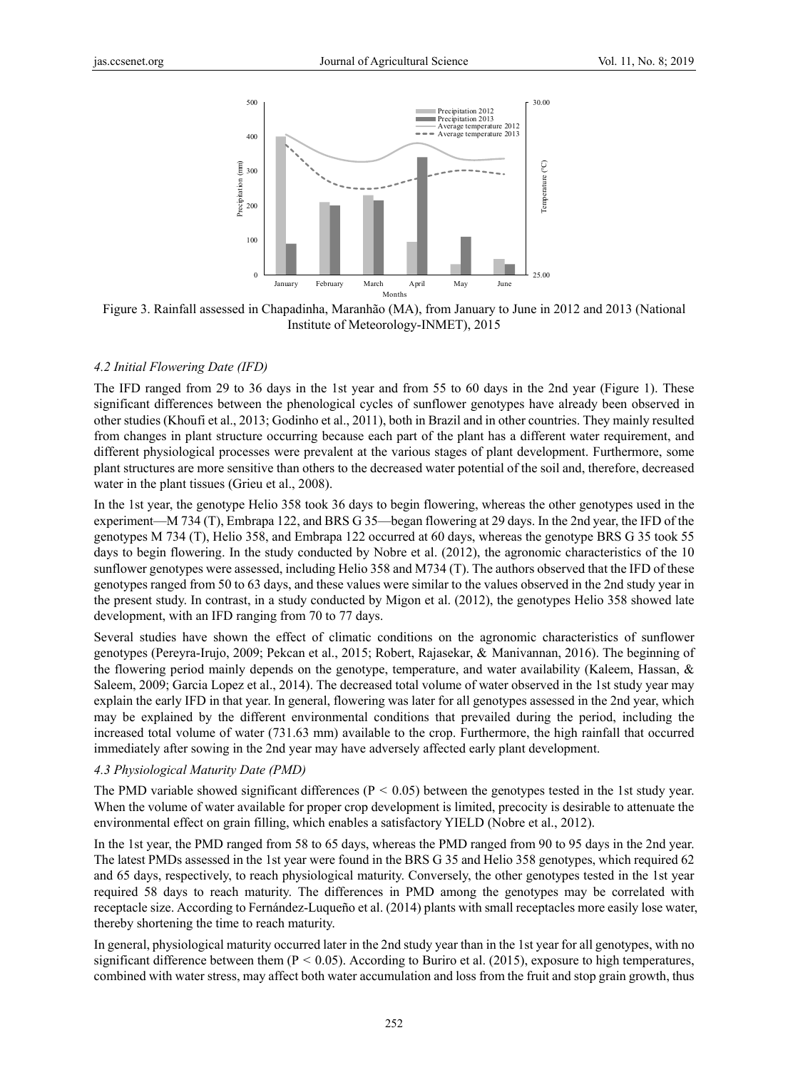Figure 3. Rainfall assessed in Chapadinha, Maranhão (MA), from January to June in 2012 and 2013 (National Institute of Meteorology-INMET), 2015

### *4.2 Initial Flowering Date (IFD)*

The IFD ranged from 29 to 36 days in the 1st year and from 55 to 60 days in the 2nd year (Figure 1). These significant differences between the phenological cycles of sunflower genotypes have already been observed in other studies (Khoufi et al., 2013; Godinho et al., 2011), both in Brazil and in other countries. They mainly resulted from changes in plant structure occurring because each part of the plant has a different water requirement, and different physiological processes were prevalent at the various stages of plant development. Furthermore, some plant structures are more sensitive than others to the decreased water potential of the soil and, therefore, decreased water in the plant tissues (Grieu et al., 2008).

In the 1st year, the genotype Helio 358 took 36 days to begin flowering, whereas the other genotypes used in the experiment—M 734 (T), Embrapa 122, and BRS G 35—began flowering at 29 days. In the 2nd year, the IFD of the genotypes M 734 (T), Helio 358, and Embrapa 122 occurred at 60 days, whereas the genotype BRS G 35 took 55 days to begin flowering. In the study conducted by Nobre et al. (2012), the agronomic characteristics of the 10 sunflower genotypes were assessed, including Helio 358 and M734 (T). The authors observed that the IFD of these genotypes ranged from 50 to 63 days, and these values were similar to the values observed in the 2nd study year in the present study. In contrast, in a study conducted by Migon et al. (2012), the genotypes Helio 358 showed late development, with an IFD ranging from 70 to 77 days.

Several studies have shown the effect of climatic conditions on the agronomic characteristics of sunflower genotypes (Pereyra-Irujo, 2009; Pekcan et al., 2015; Robert, Rajasekar, & Manivannan, 2016). The beginning of the flowering period mainly depends on the genotype, temperature, and water availability (Kaleem, Hassan, & Saleem, 2009; Garcia Lopez et al., 2014). The decreased total volume of water observed in the 1st study year may explain the early IFD in that year. In general, flowering was later for all genotypes assessed in the 2nd year, which may be explained by the different environmental conditions that prevailed during the period, including the increased total volume of water (731.63 mm) available to the crop. Furthermore, the high rainfall that occurred immediately after sowing in the 2nd year may have adversely affected early plant development.

### *4.3 Physiological Maturity Date (PMD)*

The PMD variable showed significant differences ($P < 0.05$) between the genotypes tested in the 1st study year. When the volume of water available for proper crop development is limited, precocity is desirable to attenuate the environmental effect on grain filling, which enables a satisfactory YIELD (Nobre et al., 2012).

In the 1st year, the PMD ranged from 58 to 65 days, whereas the PMD ranged from 90 to 95 days in the 2nd year. The latest PMDs assessed in the 1st year were found in the BRS G 35 and Helio 358 genotypes, which required 62 and 65 days, respectively, to reach physiological maturity. Conversely, the other genotypes tested in the 1st year required 58 days to reach maturity. The differences in PMD among the genotypes may be correlated with receptacle size. According to Fernández-Luqueño et al. (2014) plants with small receptacles more easily lose water, thereby shortening the time to reach maturity.

In general, physiological maturity occurred later in the 2nd study year than in the 1st year for all genotypes, with no significant difference between them ($P < 0.05$). According to Buriro et al. (2015), exposure to high temperatures, combined with water stress, may affect both water accumulation and loss from the fruit and stop grain growth, thus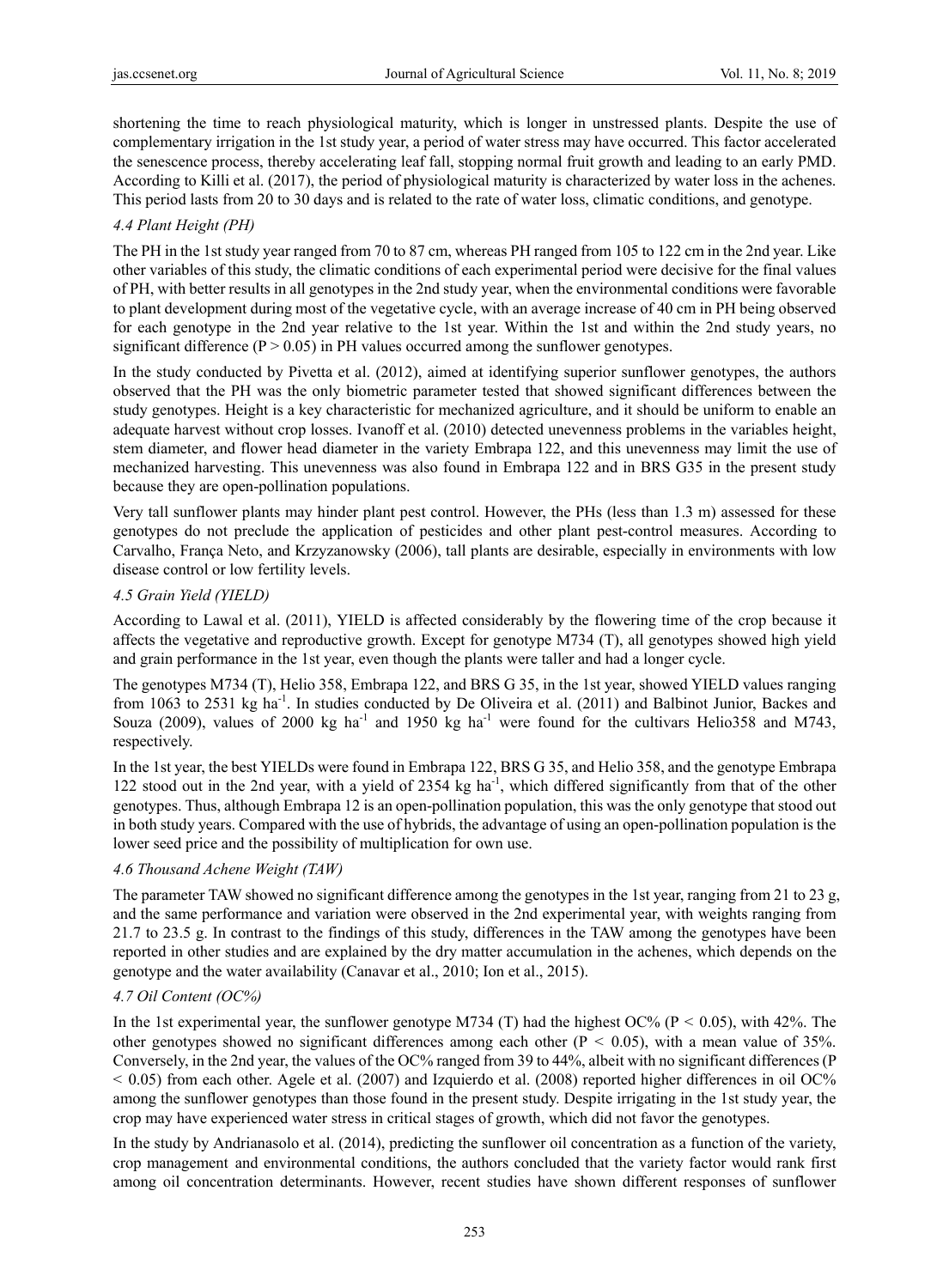shortening the time to reach physiological maturity, which is longer in unstressed plants. Despite the use of complementary irrigation in the 1st study year, a period of water stress may have occurred. This factor accelerated the senescence process, thereby accelerating leaf fall, stopping normal fruit growth and leading to an early PMD. According to Killi et al. (2017), the period of physiological maturity is characterized by water loss in the achenes. This period lasts from 20 to 30 days and is related to the rate of water loss, climatic conditions, and genotype.

### *4.4 Plant Height (PH)*

The PH in the 1st study year ranged from 70 to 87 cm, whereas PH ranged from 105 to 122 cm in the 2nd year. Like other variables of this study, the climatic conditions of each experimental period were decisive for the final values of PH, with better results in all genotypes in the 2nd study year, when the environmental conditions were favorable to plant development during most of the vegetative cycle, with an average increase of 40 cm in PH being observed for each genotype in the 2nd year relative to the 1st year. Within the 1st and within the 2nd study years, no significant difference ($P > 0.05$) in PH values occurred among the sunflower genotypes.

In the study conducted by Pivetta et al. (2012), aimed at identifying superior sunflower genotypes, the authors observed that the PH was the only biometric parameter tested that showed significant differences between the study genotypes. Height is a key characteristic for mechanized agriculture, and it should be uniform to enable an adequate harvest without crop losses. Ivanoff et al. (2010) detected unevenness problems in the variables height, stem diameter, and flower head diameter in the variety Embrapa 122, and this unevenness may limit the use of mechanized harvesting. This unevenness was also found in Embrapa 122 and in BRS G35 in the present study because they are open-pollination populations.

Very tall sunflower plants may hinder plant pest control. However, the PHs (less than 1.3 m) assessed for these genotypes do not preclude the application of pesticides and other plant pest-control measures. According to Carvalho, França Neto, and Krzyzanowsky (2006), tall plants are desirable, especially in environments with low disease control or low fertility levels.

### *4.5 Grain Yield (YIELD)*

According to Lawal et al. (2011), YIELD is affected considerably by the flowering time of the crop because it affects the vegetative and reproductive growth. Except for genotype M734 (T), all genotypes showed high yield and grain performance in the 1st year, even though the plants were taller and had a longer cycle.

The genotypes M734 (T), Helio 358, Embrapa 122, and BRS G 35, in the 1st year, showed YIELD values ranging from 1063 to 2531 kg ha$^{-1}$. In studies conducted by De Oliveira et al. (2011) and Balbinot Junior, Backes and Souza (2009), values of 2000 kg ha$^{-1}$ and 1950 kg ha$^{-1}$ were found for the cultivars Helio358 and M743, respectively.

In the 1st year, the best YIELDs were found in Embrapa 122, BRS G 35, and Helio 358, and the genotype Embrapa 122 stood out in the 2nd year, with a yield of 2354 kg ha$^{-1}$, which differed significantly from that of the other genotypes. Thus, although Embrapa 12 is an open-pollination population, this was the only genotype that stood out in both study years. Compared with the use of hybrids, the advantage of using an open-pollination population is the lower seed price and the possibility of multiplication for own use.

### *4.6 Thousand Achene Weight (TAW)*

The parameter TAW showed no significant difference among the genotypes in the 1st year, ranging from 21 to 23 g, and the same performance and variation were observed in the 2nd experimental year, with weights ranging from 21.7 to 23.5 g. In contrast to the findings of this study, differences in the TAW among the genotypes have been reported in other studies and are explained by the dry matter accumulation in the achenes, which depends on the genotype and the water availability (Canavar et al., 2010; Ion et al., 2015).

### *4.7 Oil Content (OC%)*

In the 1st experimental year, the sunflower genotype M734 (T) had the highest OC% ($P < 0.05$), with 42%. The other genotypes showed no significant differences among each other ($P < 0.05$), with a mean value of 35%. Conversely, in the 2nd year, the values of the OC% ranged from 39 to 44%, albeit with no significant differences ($P < 0.05$) from each other. Agele et al. (2007) and Izquierdo et al. (2008) reported higher differences in oil OC% among the sunflower genotypes than those found in the present study. Despite irrigating in the 1st study year, the crop may have experienced water stress in critical stages of growth, which did not favor the genotypes.

In the study by Andrianasolo et al. (2014), predicting the sunflower oil concentration as a function of the variety, crop management and environmental conditions, the authors concluded that the variety factor would rank first among oil concentration determinants. However, recent studies have shown different responses of sunflower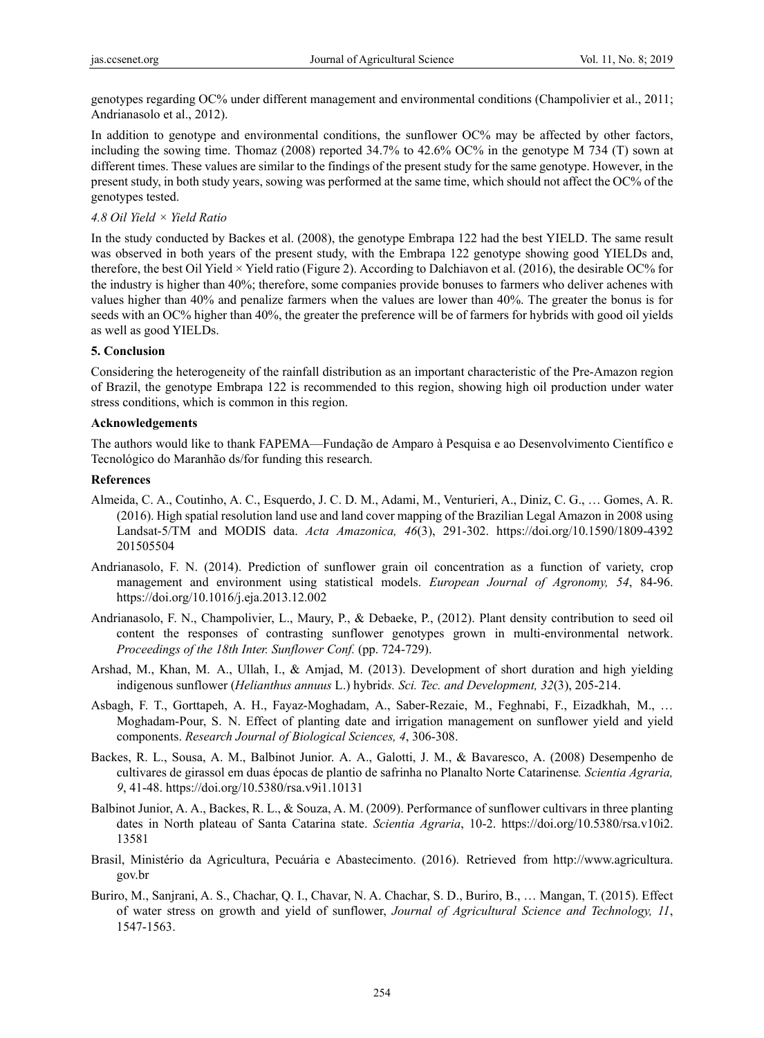genotypes regarding OC% under different management and environmental conditions (Champolivier et al., 2011; Andrianasolo et al., 2012).

In addition to genotype and environmental conditions, the sunflower OC% may be affected by other factors, including the sowing time. Thomaz (2008) reported 34.7% to 42.6% OC% in the genotype M 734 (T) sown at different times. These values are similar to the findings of the present study for the same genotype. However, in the present study, in both study years, sowing was performed at the same time, which should not affect the OC% of the genotypes tested.

### *4.8 Oil Yield × Yield Ratio*

In the study conducted by Backes et al. (2008), the genotype Embrapa 122 had the best YIELD. The same result was observed in both years of the present study, with the Embrapa 122 genotype showing good YIELDs and, therefore, the best Oil Yield × Yield ratio (Figure 2). According to Dalchiavon et al. (2016), the desirable OC% for the industry is higher than 40%; therefore, some companies provide bonuses to farmers who deliver achenes with values higher than 40% and penalize farmers when the values are lower than 40%. The greater the bonus is for seeds with an OC% higher than 40%, the greater the preference will be of farmers for hybrids with good oil yields as well as good YIELDs.

## 5. Conclusion

Considering the heterogeneity of the rainfall distribution as an important characteristic of the Pre-Amazon region of Brazil, the genotype Embrapa 122 is recommended to this region, showing high oil production under water stress conditions, which is common in this region.

## Acknowledgements

The authors would like to thank FAPEMA—Fundação de Amparo à Pesquisa e ao Desenvolvimento Científico e Tecnológico do Maranhão ds/for funding this research.

## References

Almeida, C. A., Coutinho, A. C., Esquerdo, J. C. D. M., Adami, M., Venturieri, A., Diniz, C. G., … Gomes, A. R. (2016). High spatial resolution land use and land cover mapping of the Brazilian Legal Amazon in 2008 using Landsat-5/TM and MODIS data. *Acta Amazonica, 46*(3), 291-302. https://doi.org/10.1590/1809-4392 201505504

Andrianasolo, F. N. (2014). Prediction of sunflower grain oil concentration as a function of variety, crop management and environment using statistical models. *European Journal of Agronomy, 54*, 84-96. https://doi.org/10.1016/j.eja.2013.12.002

Andrianasolo, F. N., Champolivier, L., Maury, P., & Debaeke, P., (2012). Plant density contribution to seed oil content the responses of contrasting sunflower genotypes grown in multi-environmental network. *Proceedings of the 18th Inter. Sunflower Conf.* (pp. 724-729).

Arshad, M., Khan, M. A., Ullah, I., & Amjad, M. (2013). Development of short duration and high yielding indigenous sunflower (*Helianthus annuus* L.) hybrid*s. Sci. Tec. and Development, 32*(3), 205-214.

Asbagh, F. T., Gorttapeh, A. H., Fayaz-Moghadam, A., Saber-Rezaie, M., Feghnabi, F., Eizadkhah, M., … Moghadam-Pour, S. N. Effect of planting date and irrigation management on sunflower yield and yield components. *Research Journal of Biological Sciences, 4*, 306-308.

Backes, R. L., Sousa, A. M., Balbinot Junior. A. A., Galotti, J. M., & Bavaresco, A. (2008) Desempenho de cultivares de girassol em duas épocas de plantio de safrinha no Planalto Norte Catarinense*. Scientia Agraria, 9*, 41-48. https://doi.org/10.5380/rsa.v9i1.10131

Balbinot Junior, A. A., Backes, R. L., & Souza, A. M. (2009). Performance of sunflower cultivars in three planting dates in North plateau of Santa Catarina state. *Scientia Agraria*, 10-2. https://doi.org/10.5380/rsa.v10i2. 13581

Brasil, Ministério da Agricultura, Pecuária e Abastecimento. (2016). Retrieved from http://www.agricultura. gov.br

Buriro, M., Sanjrani, A. S., Chachar, Q. I., Chavar, N. A. Chachar, S. D., Buriro, B., … Mangan, T. (2015). Effect of water stress on growth and yield of sunflower, *Journal of Agricultural Science and Technology, 11*, 1547-1563.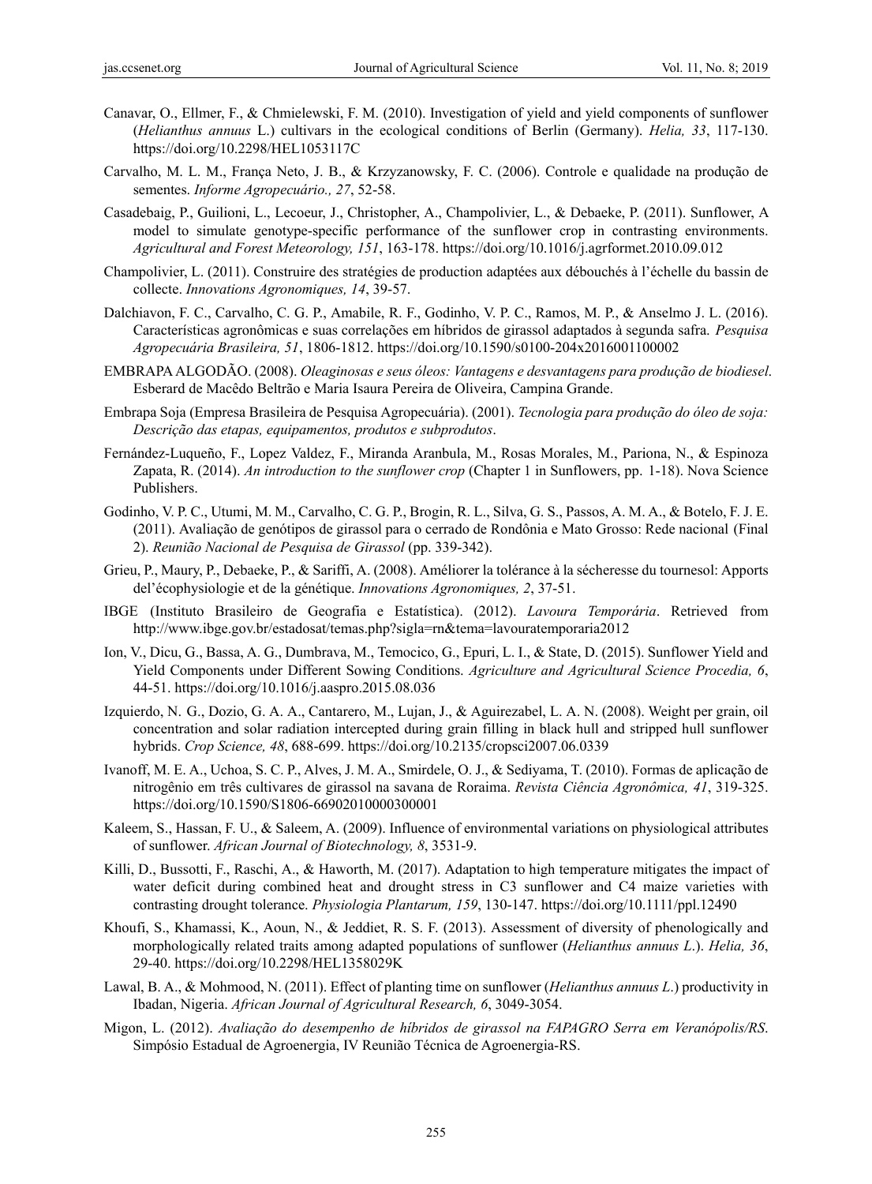Canavar, O., Ellmer, F., & Chmielewski, F. M. (2010). Investigation of yield and yield components of sunflower (*Helianthus annuus* L.) cultivars in the ecological conditions of Berlin (Germany). *Helia, 33*, 117-130. https://doi.org/10.2298/HEL1053117C

Carvalho, M. L. M., França Neto, J. B., & Krzyzanowsky, F. C. (2006). Controle e qualidade na produção de sementes. *Informe Agropecuário., 27*, 52-58.

Casadebaig, P., Guilioni, L., Lecoeur, J., Christopher, A., Champolivier, L., & Debaeke, P. (2011). Sunflower, A model to simulate genotype-specific performance of the sunflower crop in contrasting environments. *Agricultural and Forest Meteorology, 151*, 163-178. https://doi.org/10.1016/j.agrformet.2010.09.012

Champolivier, L. (2011). Construire des stratégies de production adaptées aux débouchés à l'échelle du bassin de collecte. *Innovations Agronomiques, 14*, 39-57.

Dalchiavon, F. C., Carvalho, C. G. P., Amabile, R. F., Godinho, V. P. C., Ramos, M. P., & Anselmo J. L. (2016). Características agronômicas e suas correlações em híbridos de girassol adaptados à segunda safra. *Pesquisa Agropecuária Brasileira, 51*, 1806-1812. https://doi.org/10.1590/s0100-204x2016001100002

EMBRAPA ALGODÃO. (2008). *Oleaginosas e seus óleos: Vantagens e desvantagens para produção de biodiesel*. Esberard de Macêdo Beltrão e Maria Isaura Pereira de Oliveira, Campina Grande.

Embrapa Soja (Empresa Brasileira de Pesquisa Agropecuária). (2001). *Tecnologia para produção do óleo de soja: Descrição das etapas, equipamentos, produtos e subprodutos*.

Fernández-Luqueño, F., Lopez Valdez, F., Miranda Aranbula, M., Rosas Morales, M., Pariona, N., & Espinoza Zapata, R. (2014). *An introduction to the sunflower crop* (Chapter 1 in Sunflowers, pp. 1-18). Nova Science Publishers.

Godinho, V. P. C., Utumi, M. M., Carvalho, C. G. P., Brogin, R. L., Silva, G. S., Passos, A. M. A., & Botelo, F. J. E. (2011). Avaliação de genótipos de girassol para o cerrado de Rondônia e Mato Grosso: Rede nacional (Final 2). *Reunião Nacional de Pesquisa de Girassol* (pp. 339-342).

Grieu, P., Maury, P., Debaeke, P., & Sariffi, A. (2008). Améliorer la tolérance à la sécheresse du tournesol: Apports del'écophysiologie et de la génétique. *Innovations Agronomiques, 2*, 37-51.

IBGE (Instituto Brasileiro de Geografia e Estatística). (2012). *Lavoura Temporária*. Retrieved from http://www.ibge.gov.br/estadosat/temas.php?sigla=rn&tema=lavouratemporaria2012

Ion, V., Dicu, G., Bassa, A. G., Dumbrava, M., Temocico, G., Epuri, L. I., & State, D. (2015). Sunflower Yield and Yield Components under Different Sowing Conditions. *Agriculture and Agricultural Science Procedia, 6*, 44-51. https://doi.org/10.1016/j.aaspro.2015.08.036

Izquierdo, N. G., Dozio, G. A. A., Cantarero, M., Lujan, J., & Aguirezabel, L. A. N. (2008). Weight per grain, oil concentration and solar radiation intercepted during grain filling in black hull and stripped hull sunflower hybrids. *Crop Science, 48*, 688-699. https://doi.org/10.2135/cropsci2007.06.0339

Ivanoff, M. E. A., Uchoa, S. C. P., Alves, J. M. A., Smirdele, O. J., & Sediyama, T. (2010). Formas de aplicação de nitrogênio em três cultivares de girassol na savana de Roraima. *Revista Ciência Agronômica, 41*, 319-325. https://doi.org/10.1590/S1806-66902010000300001

Kaleem, S., Hassan, F. U., & Saleem, A. (2009). Influence of environmental variations on physiological attributes of sunflower. *African Journal of Biotechnology, 8*, 3531-9.

Killi, D., Bussotti, F., Raschi, A., & Haworth, M. (2017). Adaptation to high temperature mitigates the impact of water deficit during combined heat and drought stress in C3 sunflower and C4 maize varieties with contrasting drought tolerance. *Physiologia Plantarum, 159*, 130-147. https://doi.org/10.1111/ppl.12490

Khoufi, S., Khamassi, K., Aoun, N., & Jeddiet, R. S. F. (2013). Assessment of diversity of phenologically and morphologically related traits among adapted populations of sunflower (*Helianthus annuus L*.). *Helia, 36*, 29-40. https://doi.org/10.2298/HEL1358029K

Lawal, B. A., & Mohmood, N. (2011). Effect of planting time on sunflower (*Helianthus annuus L*.) productivity in Ibadan, Nigeria. *African Journal of Agricultural Research, 6*, 3049-3054.

Migon, L. (2012). *Avaliação do desempenho de híbridos de girassol na FAPAGRO Serra em Veranópolis/RS*. Simpósio Estadual de Agroenergia, IV Reunião Técnica de Agroenergia-RS.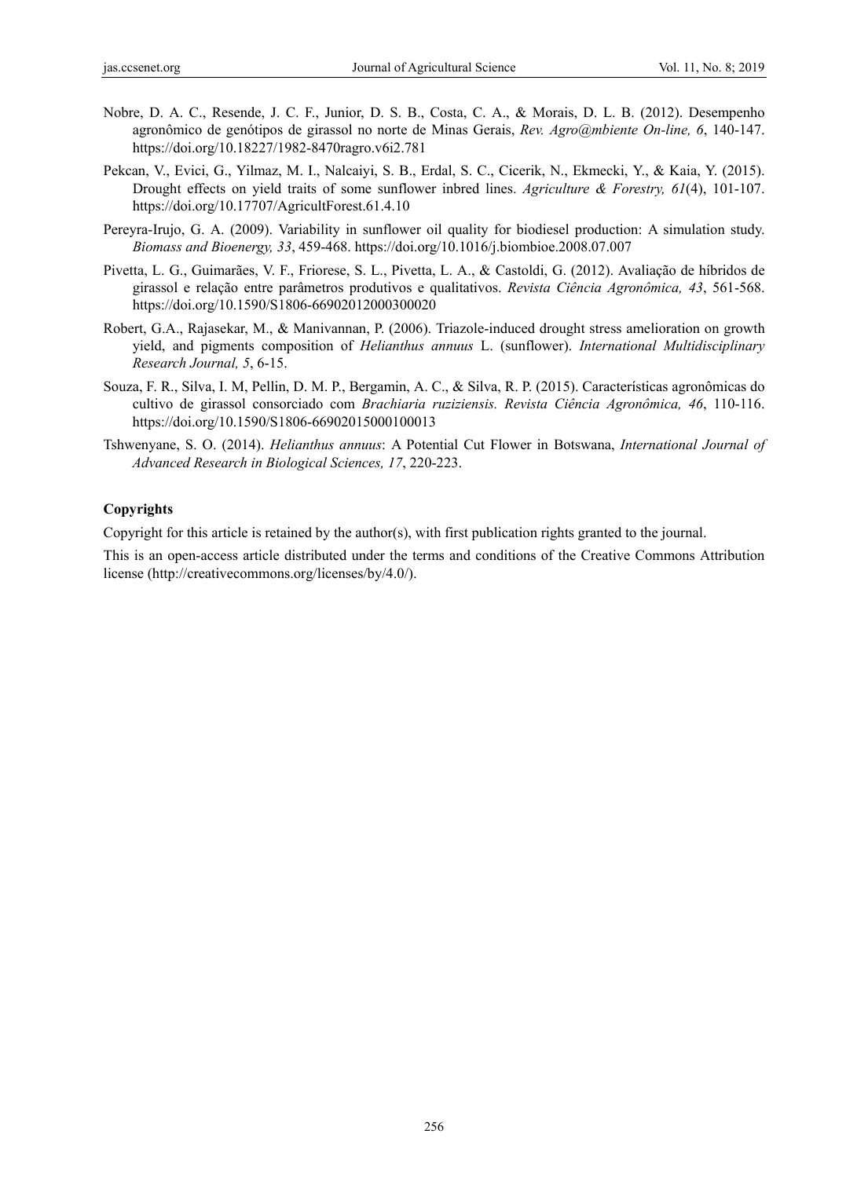Nobre, D. A. C., Resende, J. C. F., Junior, D. S. B., Costa, C. A., & Morais, D. L. B. (2012). Desempenho agronômico de genótipos de girassol no norte de Minas Gerais, *Rev. Agro@mbiente On-line, 6*, 140-147. https://doi.org/10.18227/1982-8470ragro.v6i2.781

Pekcan, V., Evici, G., Yilmaz, M. I., Nalcaiyi, S. B., Erdal, S. C., Cicerik, N., Ekmecki, Y., & Kaia, Y. (2015). Drought effects on yield traits of some sunflower inbred lines. *Agriculture & Forestry, 61*(4), 101-107. https://doi.org/10.17707/AgricultForest.61.4.10

Pereyra-Irujo, G. A. (2009). Variability in sunflower oil quality for biodiesel production: A simulation study. *Biomass and Bioenergy, 33*, 459-468. https://doi.org/10.1016/j.biombioe.2008.07.007

Pivetta, L. G., Guimarães, V. F., Friorese, S. L., Pivetta, L. A., & Castoldi, G. (2012). Avaliação de híbridos de girassol e relação entre parâmetros produtivos e qualitativos. *Revista Ciência Agronômica, 43*, 561-568. https://doi.org/10.1590/S1806-66902012000300020

Robert, G.A., Rajasekar, M., & Manivannan, P. (2006). Triazole-induced drought stress amelioration on growth yield, and pigments composition of *Helianthus annuus* L. (sunflower). *International Multidisciplinary Research Journal, 5*, 6-15.

Souza, F. R., Silva, I. M, Pellin, D. M. P., Bergamin, A. C., & Silva, R. P. (2015). Características agronômicas do cultivo de girassol consorciado com *Brachiaria ruziziensis*. *Revista Ciência Agronômica, 46*, 110-116. https://doi.org/10.1590/S1806-66902015000100013

Tshwenyane, S. O. (2014). *Helianthus annuus*: A Potential Cut Flower in Botswana, *International Journal of Advanced Research in Biological Sciences, 17*, 220-223.

**Copyrights**

Copyright for this article is retained by the author(s), with first publication rights granted to the journal.

This is an open-access article distributed under the terms and conditions of the Creative Commons Attribution license (http://creativecommons.org/licenses/by/4.0/).